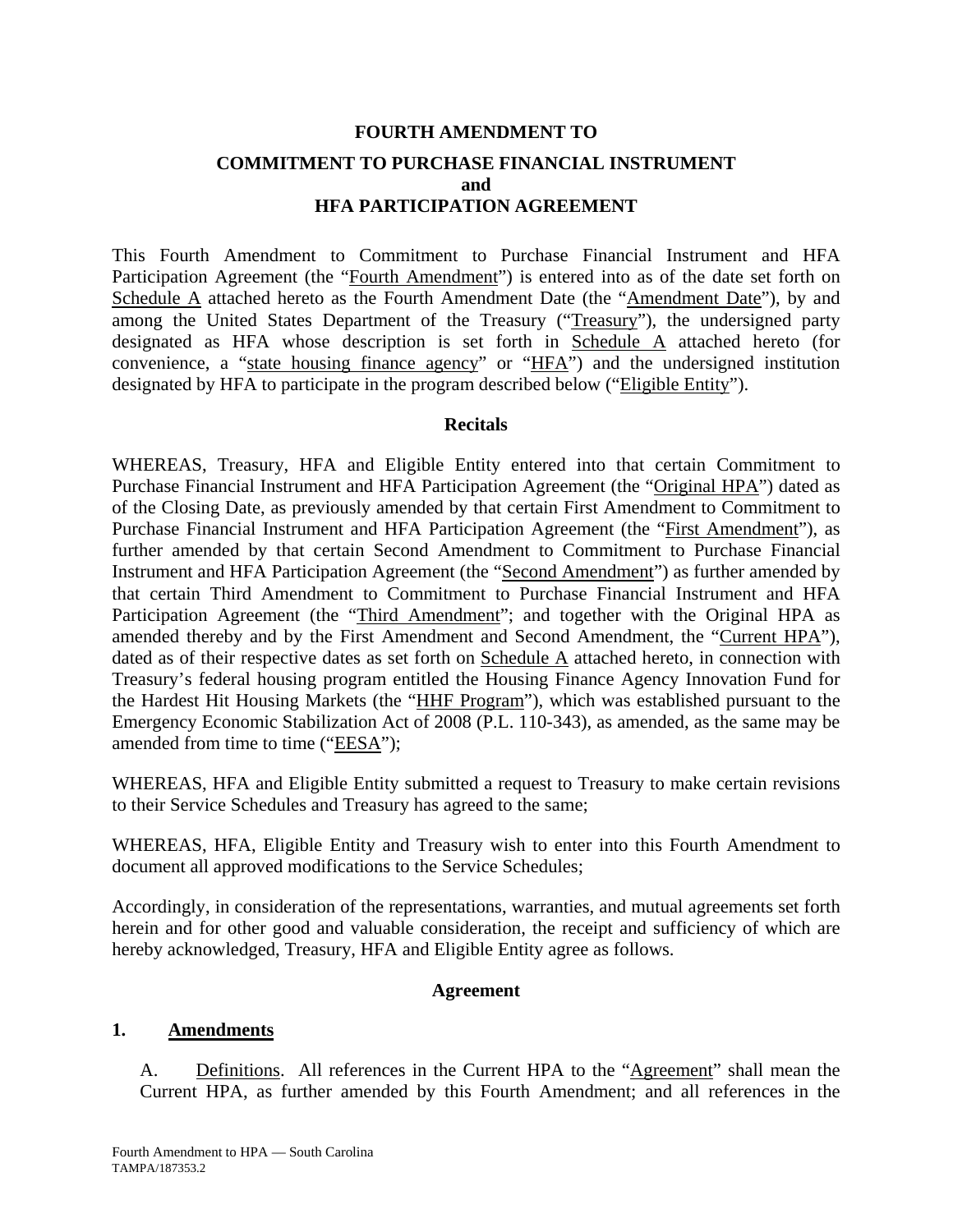# FOURTH AMENDMENT TO

## COMMITMENT TO PURCHASE FINANCIAL INSTRUMENT and HFA PARTICIPATION AGREEMENT

This Fourth Amendment to Commitment to Purchase Financial Instrument and HFA Participation Agreement (the "Fourth Amendment") is entered into as of the date set forth on Schedule A attached hereto as the Fourth Amendment Date (the "Amendment Date"), by and among the United States Department of the Treasury ("Treasury"), the undersigned party designated as HFA whose description is set forth in Schedule A attached hereto (for convenience, a "state housing finance agency" or "HFA") and the undersigned institution designated by HFA to participate in the program described below ("Eligible Entity").

### Recitals

WHEREAS, Treasury, HFA and Eligible Entity entered into that certain Commitment to Purchase Financial Instrument and HFA Participation Agreement (the "Original HPA") dated as of the Closing Date, as previously amended by that certain First Amendment to Commitment to Purchase Financial Instrument and HFA Participation Agreement (the "First Amendment"), as further amended by that certain Second Amendment to Commitment to Purchase Financial Instrument and HFA Participation Agreement (the "Second Amendment") as further amended by that certain Third Amendment to Commitment to Purchase Financial Instrument and HFA Participation Agreement (the "Third Amendment"; and together with the Original HPA as amended thereby and by the First Amendment and Second Amendment, the "Current HPA"), dated as of their respective dates as set forth on Schedule A attached hereto, in connection with Treasury's federal housing program entitled the Housing Finance Agency Innovation Fund for the Hardest Hit Housing Markets (the "HHF Program"), which was established pursuant to the Emergency Economic Stabilization Act of 2008 (P.L. 110-343), as amended, as the same may be amended from time to time ("EESA");

WHEREAS, HFA and Eligible Entity submitted a request to Treasury to make certain revisions to their Service Schedules and Treasury has agreed to the same;

WHEREAS, HFA, Eligible Entity and Treasury wish to enter into this Fourth Amendment to document all approved modifications to the Service Schedules;

Accordingly, in consideration of the representations, warranties, and mutual agreements set forth herein and for other good and valuable consideration, the receipt and sufficiency of which are hereby acknowledged, Treasury, HFA and Eligible Entity agree as follows.

### Agreement

**1. Amendments**

A. Definitions. All references in the Current HPA to the "Agreement" shall mean the Current HPA, as further amended by this Fourth Amendment; and all references in the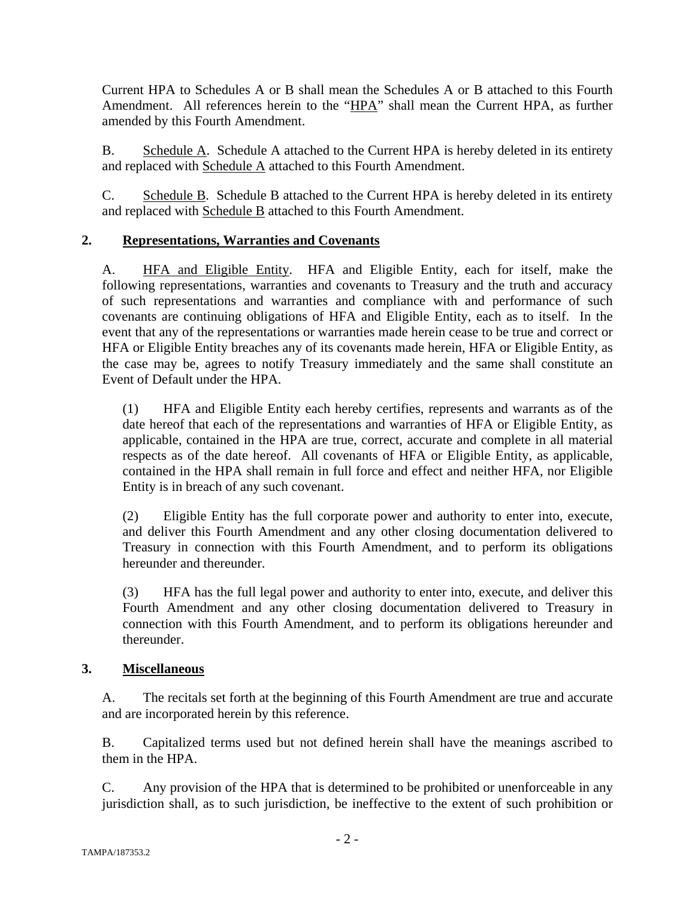Current HPA to Schedules A or B shall mean the Schedules A or B attached to this Fourth Amendment. All references herein to the "HPA" shall mean the Current HPA, as further amended by this Fourth Amendment.

B. Schedule A. Schedule A attached to the Current HPA is hereby deleted in its entirety and replaced with Schedule A attached to this Fourth Amendment.

C. Schedule B. Schedule B attached to the Current HPA is hereby deleted in its entirety and replaced with Schedule B attached to this Fourth Amendment.

## 2. Representations, Warranties and Covenants

A. HFA and Eligible Entity. HFA and Eligible Entity, each for itself, make the following representations, warranties and covenants to Treasury and the truth and accuracy of such representations and warranties and compliance with and performance of such covenants are continuing obligations of HFA and Eligible Entity, each as to itself. In the event that any of the representations or warranties made herein cease to be true and correct or HFA or Eligible Entity breaches any of its covenants made herein, HFA or Eligible Entity, as the case may be, agrees to notify Treasury immediately and the same shall constitute an Event of Default under the HPA.

(1) HFA and Eligible Entity each hereby certifies, represents and warrants as of the date hereof that each of the representations and warranties of HFA or Eligible Entity, as applicable, contained in the HPA are true, correct, accurate and complete in all material respects as of the date hereof. All covenants of HFA or Eligible Entity, as applicable, contained in the HPA shall remain in full force and effect and neither HFA, nor Eligible Entity is in breach of any such covenant.

(2) Eligible Entity has the full corporate power and authority to enter into, execute, and deliver this Fourth Amendment and any other closing documentation delivered to Treasury in connection with this Fourth Amendment, and to perform its obligations hereunder and thereunder.

(3) HFA has the full legal power and authority to enter into, execute, and deliver this Fourth Amendment and any other closing documentation delivered to Treasury in connection with this Fourth Amendment, and to perform its obligations hereunder and thereunder.

## 3. Miscellaneous

A. The recitals set forth at the beginning of this Fourth Amendment are true and accurate and are incorporated herein by this reference.

B. Capitalized terms used but not defined herein shall have the meanings ascribed to them in the HPA.

C. Any provision of the HPA that is determined to be prohibited or unenforceable in any jurisdiction shall, as to such jurisdiction, be ineffective to the extent of such prohibition or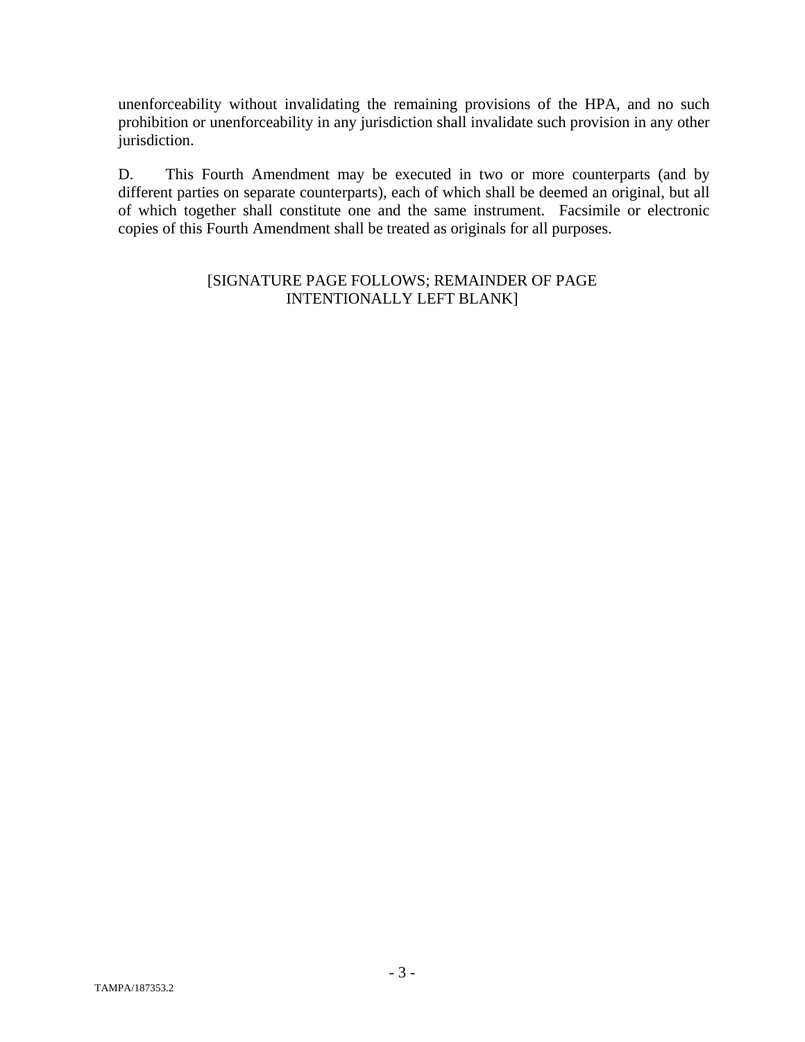unenforceability without invalidating the remaining provisions of the HPA, and no such prohibition or unenforceability in any jurisdiction shall invalidate such provision in any other jurisdiction.

D. This Fourth Amendment may be executed in two or more counterparts (and by different parties on separate counterparts), each of which shall be deemed an original, but all of which together shall constitute one and the same instrument. Facsimile or electronic copies of this Fourth Amendment shall be treated as originals for all purposes.

[SIGNATURE PAGE FOLLOWS; REMAINDER OF PAGE INTENTIONALLY LEFT BLANK]

TAMPA/187353.2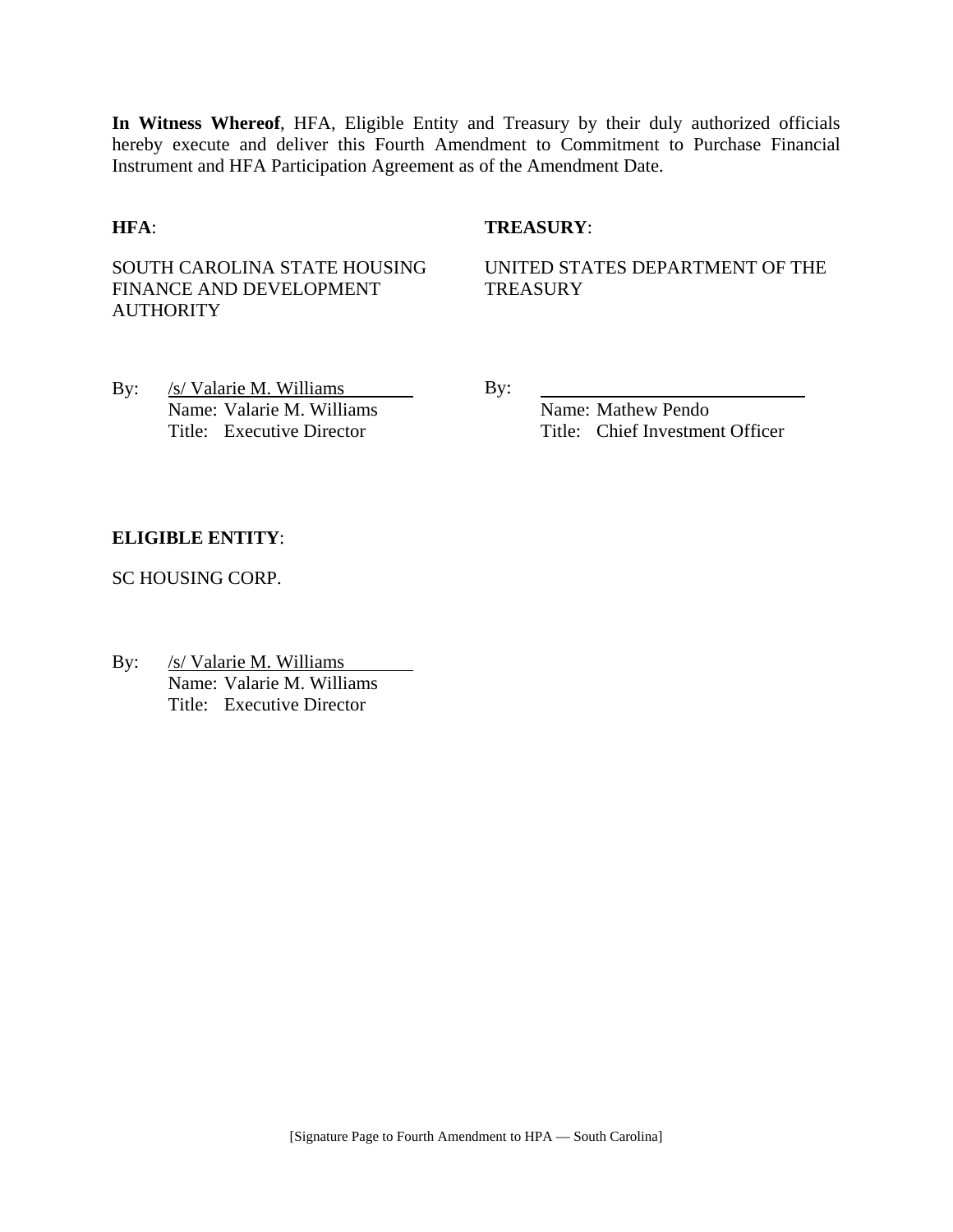**In Witness Whereof**, HFA, Eligible Entity and Treasury by their duly authorized officials hereby execute and deliver this Fourth Amendment to Commitment to Purchase Financial Instrument and HFA Participation Agreement as of the Amendment Date.

**HFA**:

SOUTH CAROLINA STATE HOUSING FINANCE AND DEVELOPMENT AUTHORITY

By: /s/ Valarie M. Williams
Name: Valarie M. Williams
Title: Executive Director

**TREASURY**:

UNITED STATES DEPARTMENT OF THE TREASURY

By: ______________________________
Name: Mathew Pendo
Title: Chief Investment Officer

**ELIGIBLE ENTITY**:

SC HOUSING CORP.

By: /s/ Valarie M. Williams
Name: Valarie M. Williams
Title: Executive Director

[Signature Page to Fourth Amendment to HPA — South Carolina]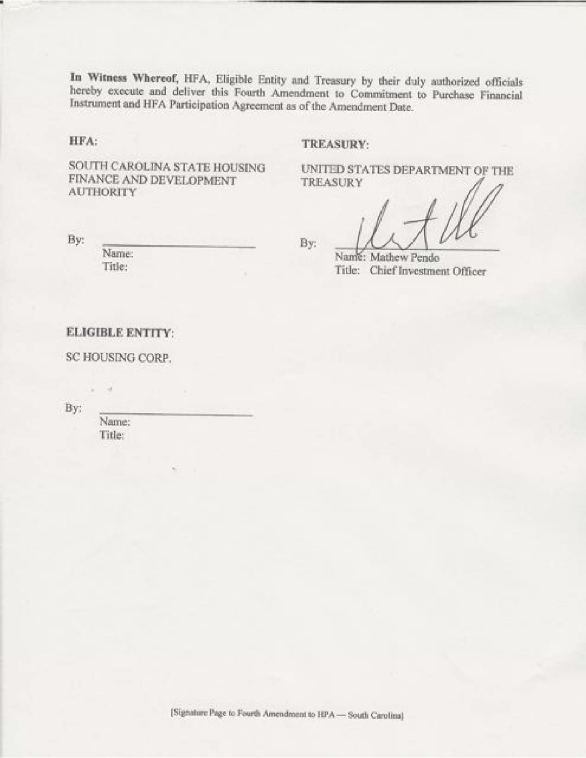**In Witness Whereof,** HFA, Eligible Entity and Treasury by their duly authorized officials hereby execute and deliver this Fourth Amendment to Commitment to Purchase Financial Instrument and HFA Participation Agreement as of the Amendment Date.

**HFA:**

SOUTH CAROLINA STATE HOUSING FINANCE AND DEVELOPMENT AUTHORITY

By: ______________________

Name:

Title:

**TREASURY:**

UNITED STATES DEPARTMENT OF THE TREASURY

By: ______________________

Name: Mathew Pendo

Title: Chief Investment Officer

**ELIGIBLE ENTITY:**

SC HOUSING CORP.

By: ______________________

Name:

Title:

[Signature Page to Fourth Amendment to HPA — South Carolina]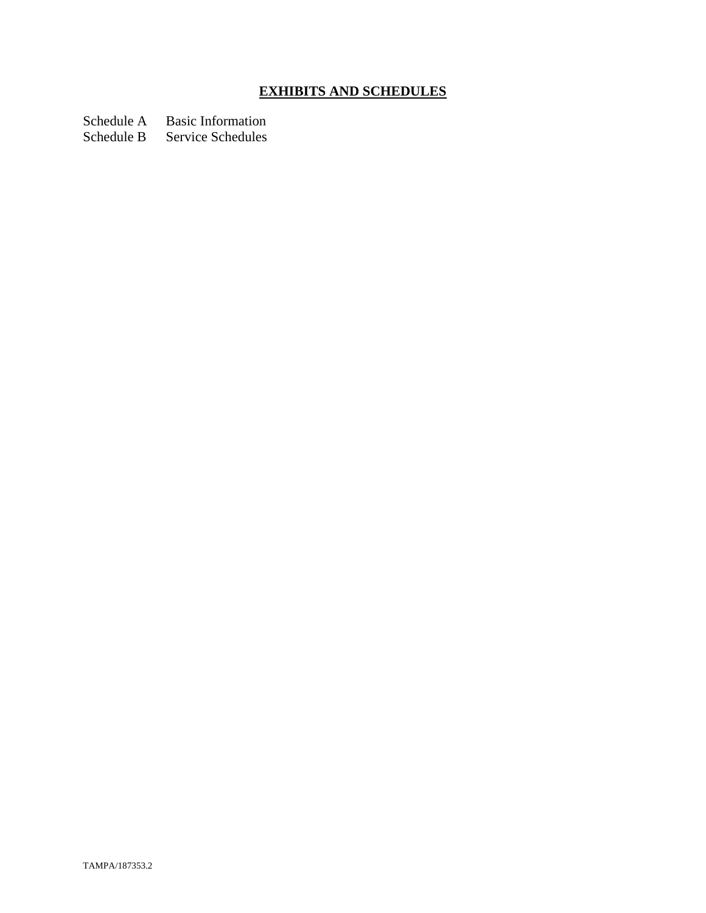## **EXHIBITS AND SCHEDULES**

Schedule A Basic Information
Schedule B Service Schedules

TAMPA/187353.2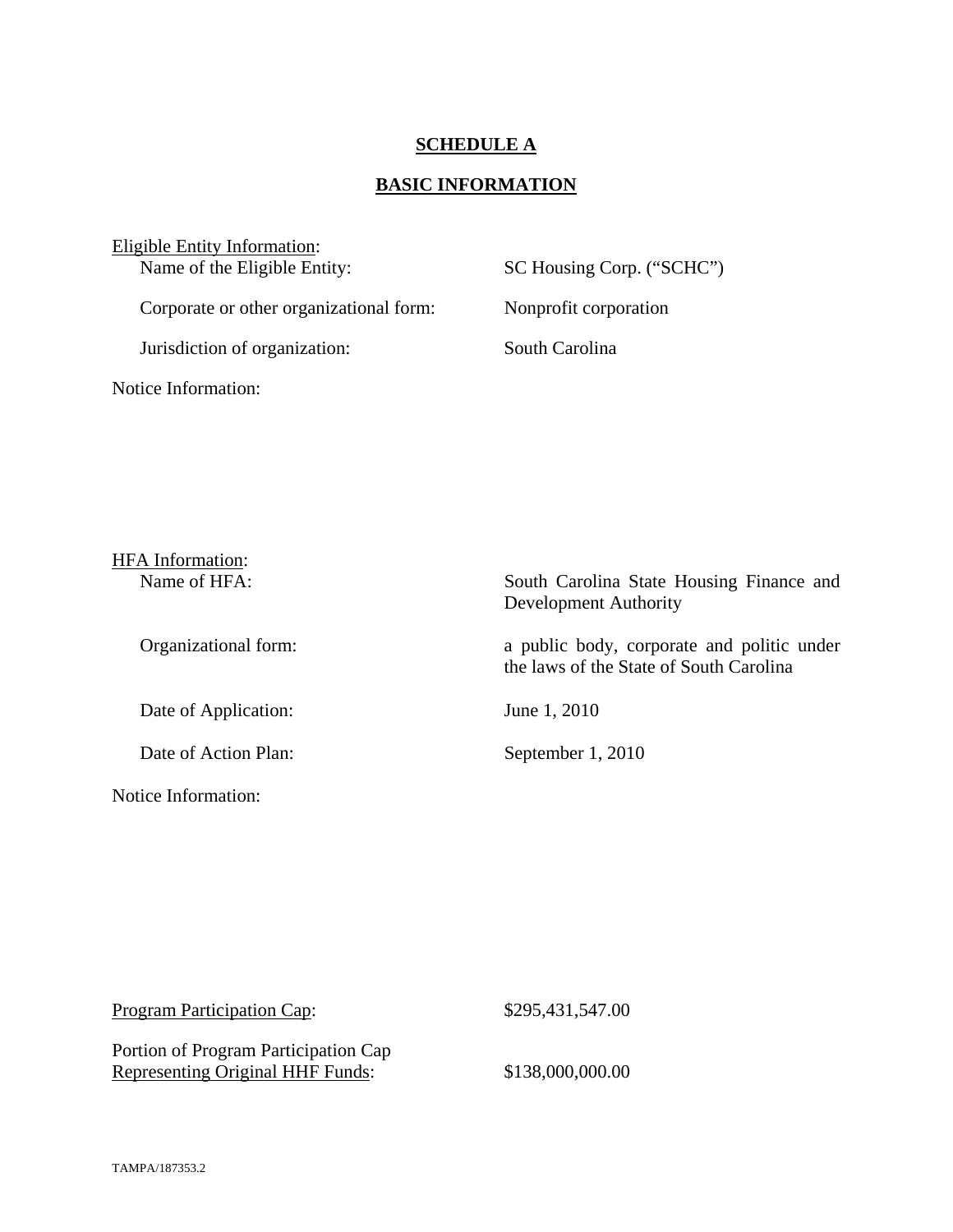**SCHEDULE A**

**BASIC INFORMATION**

Eligible Entity Information:

| | |
|---|---|
| Name of the Eligible Entity: | SC Housing Corp. ("SCHC") |
| Corporate or other organizational form: | Nonprofit corporation |
| Jurisdiction of organization: | South Carolina |

Notice Information:

HFA Information:

| | |
|---|---|
| Name of HFA: | South Carolina State Housing Finance and Development Authority |
| Organizational form: | a public body, corporate and politic under the laws of the State of South Carolina |
| Date of Application: | June 1, 2010 |
| Date of Action Plan: | September 1, 2010 |

Notice Information:

| | |
|---|---|
| Program Participation Cap: | \$295,431,547.00 |
| Portion of Program Participation Cap Representing Original HHF Funds: | \$138,000,000.00 |

TAMPA/187353.2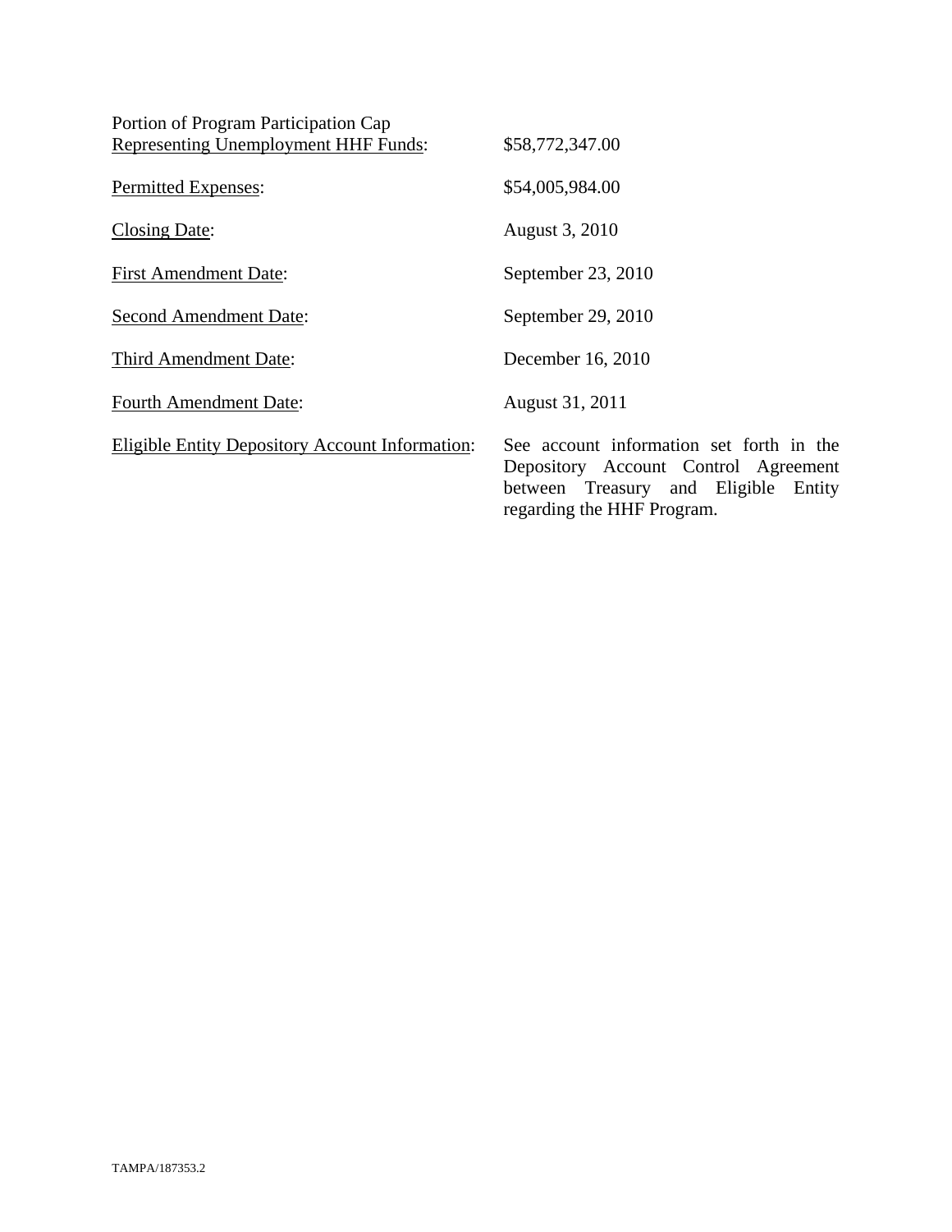| | |
|---|---|
| Portion of Program Participation Cap <u>Representing Unemployment HHF Funds</u>: | \$58,772,347.00 |
| <u>Permitted Expenses</u>: | \$54,005,984.00 |
| <u>Closing Date</u>: | August 3, 2010 |
| <u>First Amendment Date</u>: | September 23, 2010 |
| <u>Second Amendment Date</u>: | September 29, 2010 |
| <u>Third Amendment Date</u>: | December 16, 2010 |
| <u>Fourth Amendment Date</u>: | August 31, 2011 |
| <u>Eligible Entity Depository Account Information</u>: | See account information set forth in the Depository Account Control Agreement between Treasury and Eligible Entity regarding the HHF Program. |

TAMPA/187353.2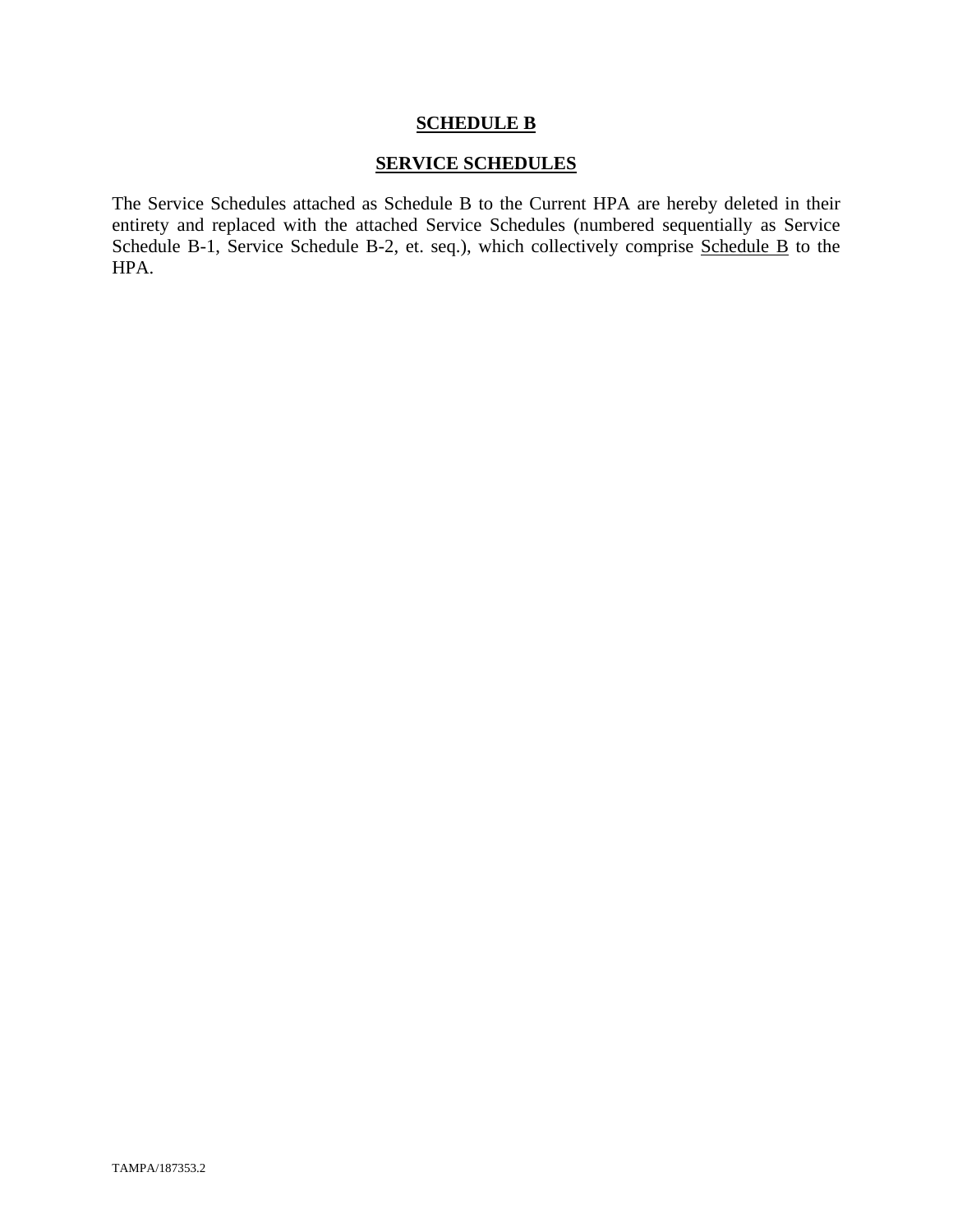## SCHEDULE B

## SERVICE SCHEDULES

The Service Schedules attached as Schedule B to the Current HPA are hereby deleted in their entirety and replaced with the attached Service Schedules (numbered sequentially as Service Schedule B-1, Service Schedule B-2, et. seq.), which collectively comprise Schedule B to the HPA.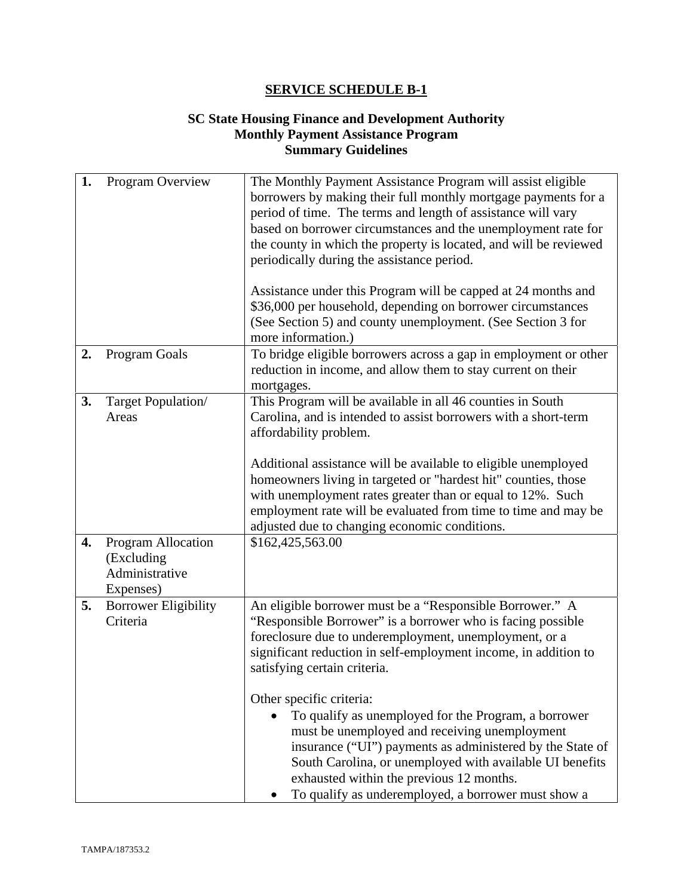**SERVICE SCHEDULE B-1**

**SC State Housing Finance and Development Authority**
**Monthly Payment Assistance Program**
**Summary Guidelines**

| | | |
|---|---|---|
| **1.** | Program Overview | The Monthly Payment Assistance Program will assist eligible borrowers by making their full monthly mortgage payments for a period of time. The terms and length of assistance will vary based on borrower circumstances and the unemployment rate for the county in which the property is located, and will be reviewed periodically during the assistance period.<br><br>Assistance under this Program will be capped at 24 months and \$36,000 per household, depending on borrower circumstances (See Section 5) and county unemployment. (See Section 3 for more information.) |
| **2.** | Program Goals | To bridge eligible borrowers across a gap in employment or other reduction in income, and allow them to stay current on their mortgages. |
| **3.** | Target Population/ Areas | This Program will be available in all 46 counties in South Carolina, and is intended to assist borrowers with a short-term affordability problem.<br><br>Additional assistance will be available to eligible unemployed homeowners living in targeted or "hardest hit" counties, those with unemployment rates greater than or equal to 12%. Such employment rate will be evaluated from time to time and may be adjusted due to changing economic conditions. |
| **4.** | Program Allocation (Excluding Administrative Expenses) | \$162,425,563.00 |
| **5.** | Borrower Eligibility Criteria | An eligible borrower must be a "Responsible Borrower." A "Responsible Borrower" is a borrower who is facing possible foreclosure due to underemployment, unemployment, or a significant reduction in self-employment income, in addition to satisfying certain criteria.<br><br>Other specific criteria:<br>• To qualify as unemployed for the Program, a borrower must be unemployed and receiving unemployment insurance ("UI") payments as administered by the State of South Carolina, or unemployed with available UI benefits exhausted within the previous 12 months.<br>• To qualify as underemployed, a borrower must show a |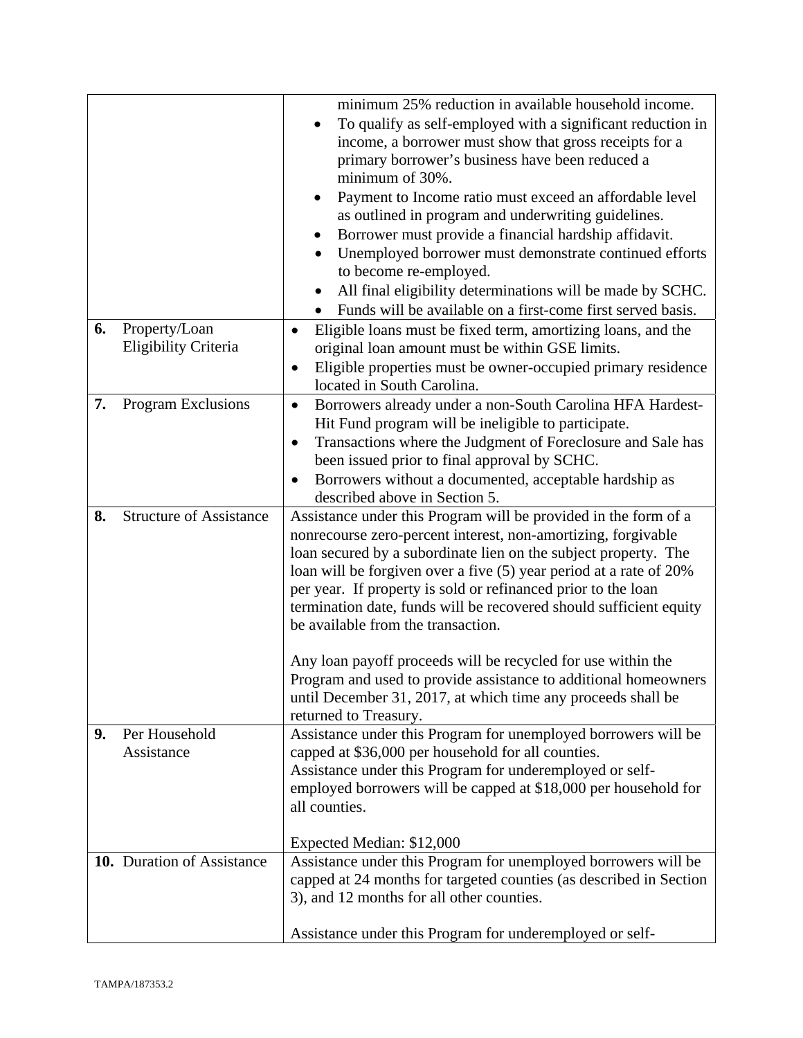| | |
|---|---|
| | minimum 25% reduction in available household income.<br>• To qualify as self-employed with a significant reduction in income, a borrower must show that gross receipts for a primary borrower's business have been reduced a minimum of 30%.<br>• Payment to Income ratio must exceed an affordable level as outlined in program and underwriting guidelines.<br>• Borrower must provide a financial hardship affidavit.<br>• Unemployed borrower must demonstrate continued efforts to become re-employed.<br>• All final eligibility determinations will be made by SCHC.<br>• Funds will be available on a first-come first served basis. |
| **6.** Property/Loan Eligibility Criteria | • Eligible loans must be fixed term, amortizing loans, and the original loan amount must be within GSE limits.<br>• Eligible properties must be owner-occupied primary residence located in South Carolina. |
| **7.** Program Exclusions | • Borrowers already under a non-South Carolina HFA Hardest-Hit Fund program will be ineligible to participate.<br>• Transactions where the Judgment of Foreclosure and Sale has been issued prior to final approval by SCHC.<br>• Borrowers without a documented, acceptable hardship as described above in Section 5. |
| **8.** Structure of Assistance | Assistance under this Program will be provided in the form of a nonrecourse zero-percent interest, non-amortizing, forgivable loan secured by a subordinate lien on the subject property. The loan will be forgiven over a five (5) year period at a rate of 20% per year. If property is sold or refinanced prior to the loan termination date, funds will be recovered should sufficient equity be available from the transaction.<br><br>Any loan payoff proceeds will be recycled for use within the Program and used to provide assistance to additional homeowners until December 31, 2017, at which time any proceeds shall be returned to Treasury. |
| **9.** Per Household Assistance | Assistance under this Program for unemployed borrowers will be capped at $36,000 per household for all counties.<br>Assistance under this Program for underemployed or self-employed borrowers will be capped at $18,000 per household for all counties.<br><br>Expected Median: $12,000 |
| **10.** Duration of Assistance | Assistance under this Program for unemployed borrowers will be capped at 24 months for targeted counties (as described in Section 3), and 12 months for all other counties.<br><br>Assistance under this Program for underemployed or self- |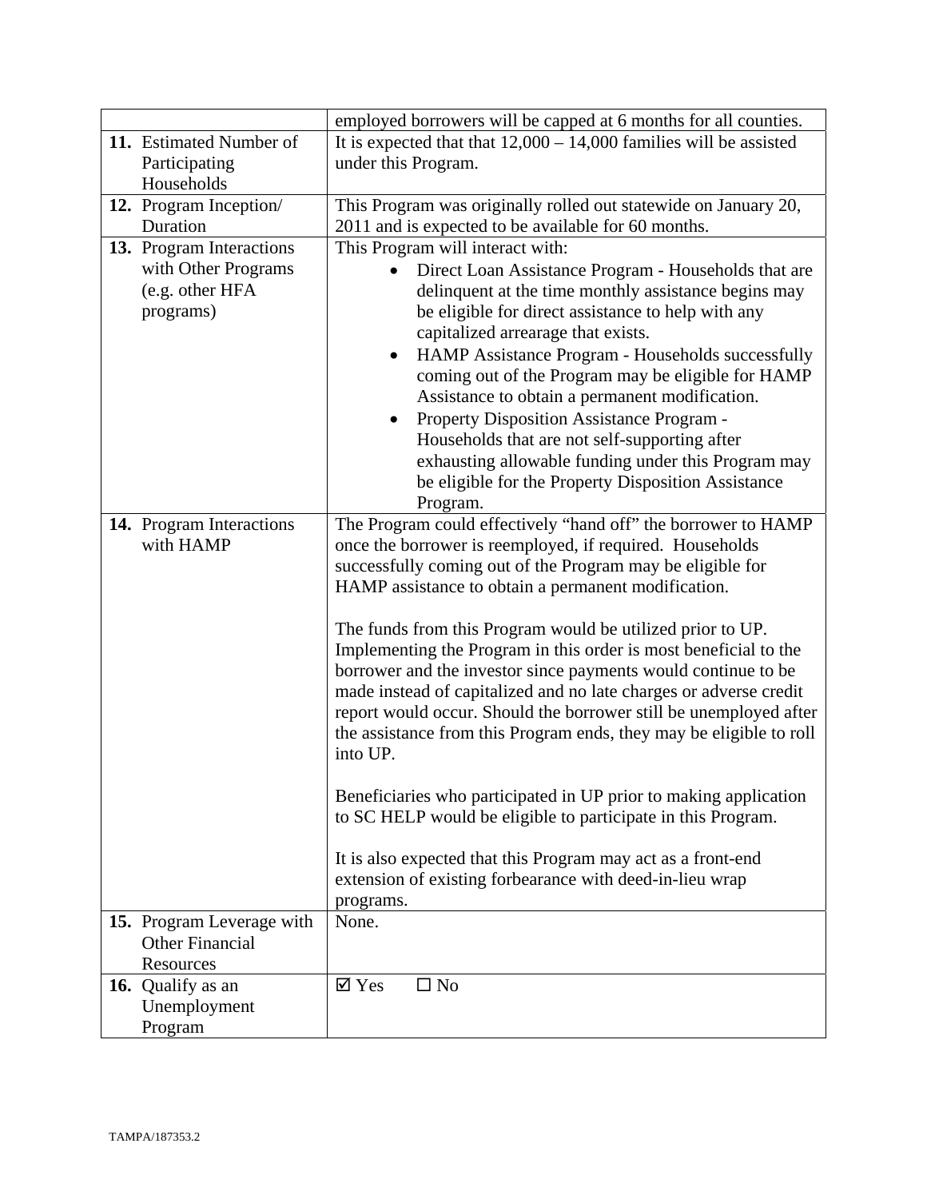| | |
|---|---|
| | employed borrowers will be capped at 6 months for all counties. |
| **11.** Estimated Number of Participating Households | It is expected that that 12,000 – 14,000 families will be assisted under this Program. |
| **12.** Program Inception/ Duration | This Program was originally rolled out statewide on January 20, 2011 and is expected to be available for 60 months. |
| **13.** Program Interactions with Other Programs (e.g. other HFA programs) | This Program will interact with:<br>• Direct Loan Assistance Program - Households that are delinquent at the time monthly assistance begins may be eligible for direct assistance to help with any capitalized arrearage that exists.<br>• HAMP Assistance Program - Households successfully coming out of the Program may be eligible for HAMP Assistance to obtain a permanent modification.<br>• Property Disposition Assistance Program - Households that are not self-supporting after exhausting allowable funding under this Program may be eligible for the Property Disposition Assistance Program. |
| **14.** Program Interactions with HAMP | The Program could effectively "hand off" the borrower to HAMP once the borrower is reemployed, if required. Households successfully coming out of the Program may be eligible for HAMP assistance to obtain a permanent modification.<br><br>The funds from this Program would be utilized prior to UP. Implementing the Program in this order is most beneficial to the borrower and the investor since payments would continue to be made instead of capitalized and no late charges or adverse credit report would occur. Should the borrower still be unemployed after the assistance from this Program ends, they may be eligible to roll into UP.<br><br>Beneficiaries who participated in UP prior to making application to SC HELP would be eligible to participate in this Program.<br><br>It is also expected that this Program may act as a front-end extension of existing forbearance with deed-in-lieu wrap programs. |
| **15.** Program Leverage with Other Financial Resources | None. |
| **16.** Qualify as an Unemployment Program | ☑ Yes ☐ No |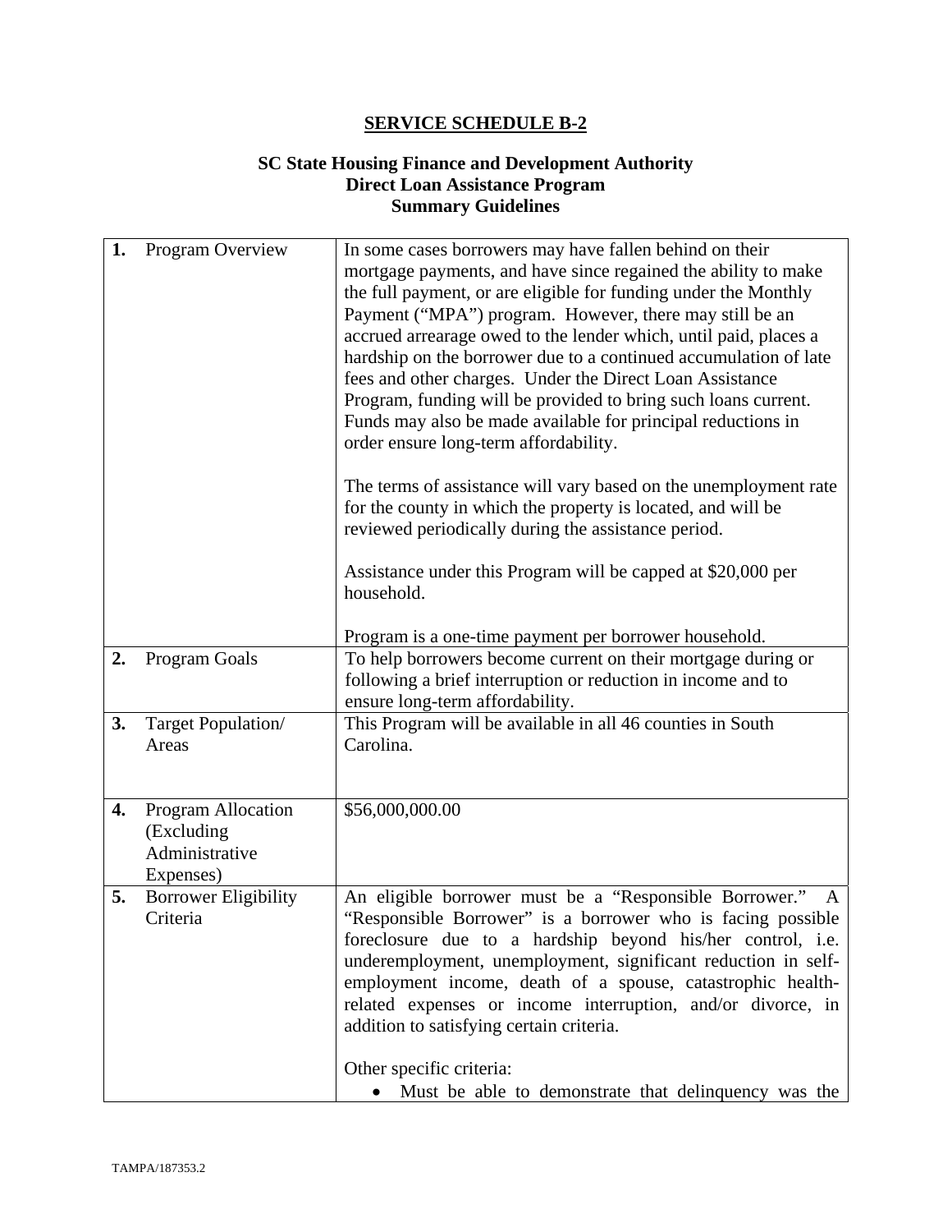## SERVICE SCHEDULE B-2

**SC State Housing Finance and Development Authority**
**Direct Loan Assistance Program**
**Summary Guidelines**

| | | |
|---|---|---|
| **1.** | Program Overview | In some cases borrowers may have fallen behind on their mortgage payments, and have since regained the ability to make the full payment, or are eligible for funding under the Monthly Payment ("MPA") program. However, there may still be an accrued arrearage owed to the lender which, until paid, places a hardship on the borrower due to a continued accumulation of late fees and other charges. Under the Direct Loan Assistance Program, funding will be provided to bring such loans current. Funds may also be made available for principal reductions in order ensure long-term affordability.<br><br>The terms of assistance will vary based on the unemployment rate for the county in which the property is located, and will be reviewed periodically during the assistance period.<br><br>Assistance under this Program will be capped at $20,000 per household.<br><br>Program is a one-time payment per borrower household. |
| **2.** | Program Goals | To help borrowers become current on their mortgage during or following a brief interruption or reduction in income and to ensure long-term affordability. |
| **3.** | Target Population/ Areas | This Program will be available in all 46 counties in South Carolina. |
| **4.** | Program Allocation (Excluding Administrative Expenses) | $56,000,000.00 |
| **5.** | Borrower Eligibility Criteria | An eligible borrower must be a "Responsible Borrower." A "Responsible Borrower" is a borrower who is facing possible foreclosure due to a hardship beyond his/her control, i.e. underemployment, unemployment, significant reduction in self-employment income, death of a spouse, catastrophic health-related expenses or income interruption, and/or divorce, in addition to satisfying certain criteria.<br><br>Other specific criteria:<br>• Must be able to demonstrate that delinquency was the |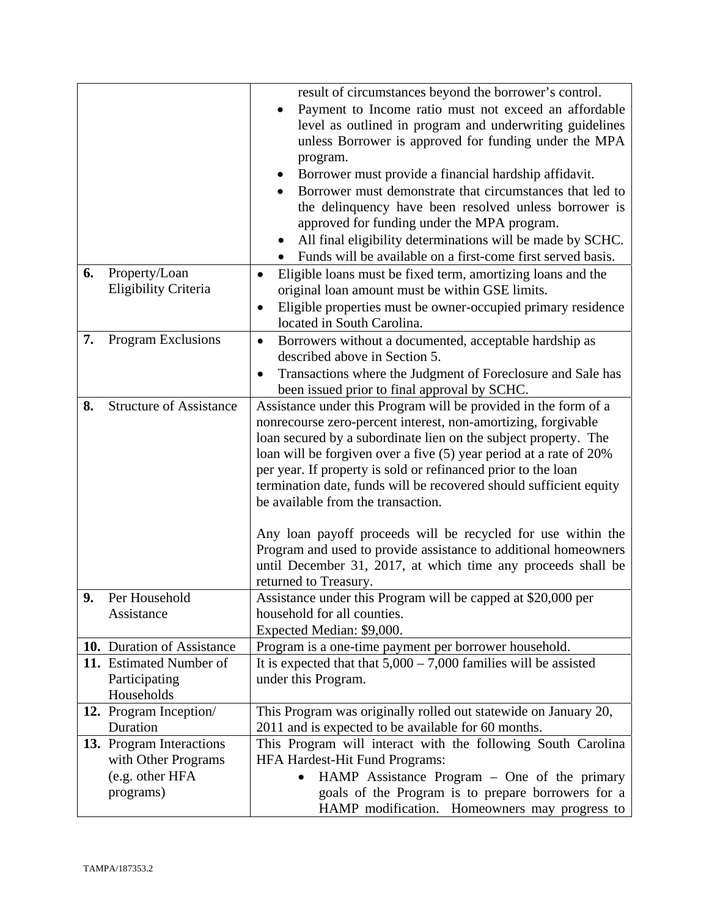| | |
|---|---|
| | result of circumstances beyond the borrower's control.<br>• Payment to Income ratio must not exceed an affordable level as outlined in program and underwriting guidelines unless Borrower is approved for funding under the MPA program.<br>• Borrower must provide a financial hardship affidavit.<br>• Borrower must demonstrate that circumstances that led to the delinquency have been resolved unless borrower is approved for funding under the MPA program.<br>• All final eligibility determinations will be made by SCHC.<br>• Funds will be available on a first-come first served basis. |
| **6.** Property/Loan Eligibility Criteria | • Eligible loans must be fixed term, amortizing loans and the original loan amount must be within GSE limits.<br>• Eligible properties must be owner-occupied primary residence located in South Carolina. |
| **7.** Program Exclusions | • Borrowers without a documented, acceptable hardship as described above in Section 5.<br>• Transactions where the Judgment of Foreclosure and Sale has been issued prior to final approval by SCHC. |
| **8.** Structure of Assistance | Assistance under this Program will be provided in the form of a nonrecourse zero-percent interest, non-amortizing, forgivable loan secured by a subordinate lien on the subject property. The loan will be forgiven over a five (5) year period at a rate of 20% per year. If property is sold or refinanced prior to the loan termination date, funds will be recovered should sufficient equity be available from the transaction.<br><br>Any loan payoff proceeds will be recycled for use within the Program and used to provide assistance to additional homeowners until December 31, 2017, at which time any proceeds shall be returned to Treasury. |
| **9.** Per Household Assistance | Assistance under this Program will be capped at $20,000 per household for all counties.<br>Expected Median: $9,000. |
| **10.** Duration of Assistance | Program is a one-time payment per borrower household. |
| **11.** Estimated Number of Participating Households | It is expected that that 5,000 – 7,000 families will be assisted under this Program. |
| **12.** Program Inception/ Duration | This Program was originally rolled out statewide on January 20, 2011 and is expected to be available for 60 months. |
| **13.** Program Interactions with Other Programs (e.g. other HFA programs) | This Program will interact with the following South Carolina HFA Hardest-Hit Fund Programs:<br>• HAMP Assistance Program – One of the primary goals of the Program is to prepare borrowers for a HAMP modification. Homeowners may progress to |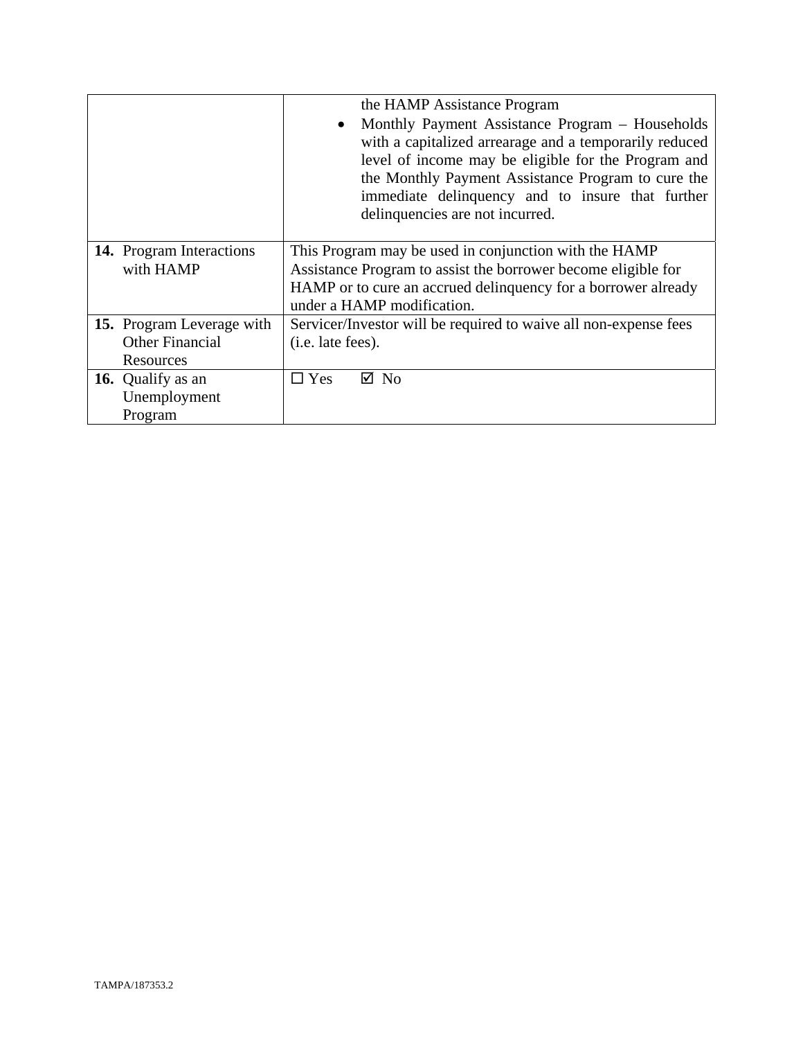| | |
|---|---|
| | the HAMP Assistance Program<br>• Monthly Payment Assistance Program – Households with a capitalized arrearage and a temporarily reduced level of income may be eligible for the Program and the Monthly Payment Assistance Program to cure the immediate delinquency and to insure that further delinquencies are not incurred. |
| **14.** Program Interactions with HAMP | This Program may be used in conjunction with the HAMP Assistance Program to assist the borrower become eligible for HAMP or to cure an accrued delinquency for a borrower already under a HAMP modification. |
| **15.** Program Leverage with Other Financial Resources | Servicer/Investor will be required to waive all non-expense fees (i.e. late fees). |
| **16.** Qualify as an Unemployment Program | ☐ Yes ☑ No |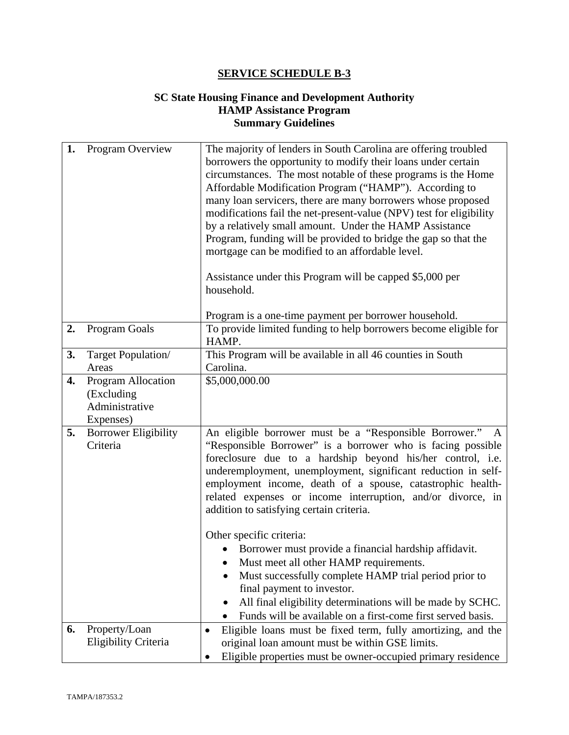# SERVICE SCHEDULE B-3

## SC State Housing Finance and Development Authority
## HAMP Assistance Program
## Summary Guidelines

| | | |
|---|---|---|
| **1.** | Program Overview | The majority of lenders in South Carolina are offering troubled borrowers the opportunity to modify their loans under certain circumstances. The most notable of these programs is the Home Affordable Modification Program ("HAMP"). According to many loan servicers, there are many borrowers whose proposed modifications fail the net-present-value (NPV) test for eligibility by a relatively small amount. Under the HAMP Assistance Program, funding will be provided to bridge the gap so that the mortgage can be modified to an affordable level.<br><br>Assistance under this Program will be capped $5,000 per household.<br><br>Program is a one-time payment per borrower household. |
| **2.** | Program Goals | To provide limited funding to help borrowers become eligible for HAMP. |
| **3.** | Target Population/ Areas | This Program will be available in all 46 counties in South Carolina. |
| **4.** | Program Allocation (Excluding Administrative Expenses) | $5,000,000.00 |
| **5.** | Borrower Eligibility Criteria | An eligible borrower must be a "Responsible Borrower." A "Responsible Borrower" is a borrower who is facing possible foreclosure due to a hardship beyond his/her control, i.e. underemployment, unemployment, significant reduction in self-employment income, death of a spouse, catastrophic health-related expenses or income interruption, and/or divorce, in addition to satisfying certain criteria.<br><br>Other specific criteria:<br>• Borrower must provide a financial hardship affidavit.<br>• Must meet all other HAMP requirements.<br>• Must successfully complete HAMP trial period prior to final payment to investor.<br>• All final eligibility determinations will be made by SCHC.<br>• Funds will be available on a first-come first served basis. |
| **6.** | Property/Loan Eligibility Criteria | • Eligible loans must be fixed term, fully amortizing, and the original loan amount must be within GSE limits.<br>• Eligible properties must be owner-occupied primary residence |

TAMPA/187353.2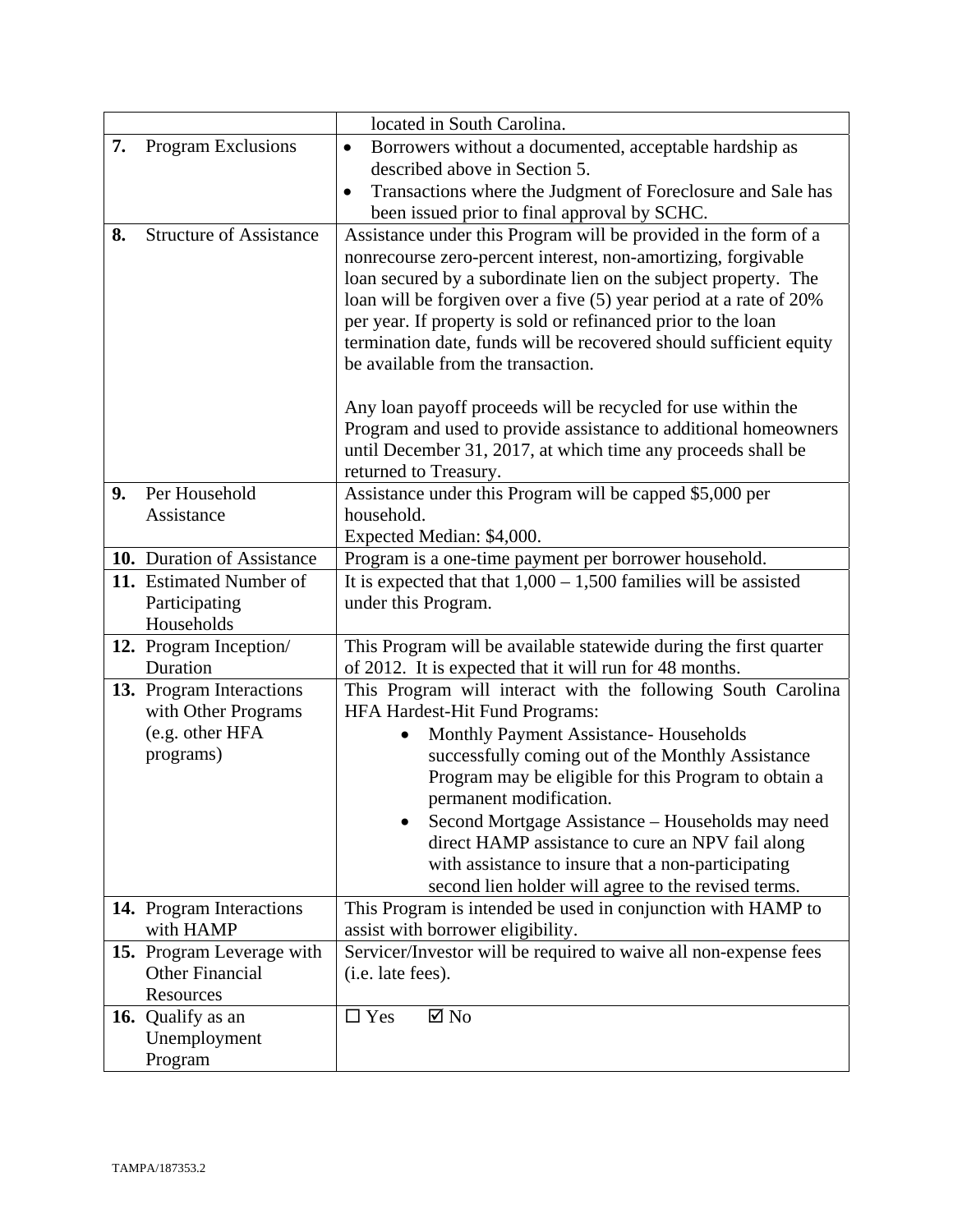| | |
|---|---|
| | located in South Carolina. |
| **7.** Program Exclusions | • Borrowers without a documented, acceptable hardship as described above in Section 5.<br>• Transactions where the Judgment of Foreclosure and Sale has been issued prior to final approval by SCHC. |
| **8.** Structure of Assistance | Assistance under this Program will be provided in the form of a nonrecourse zero-percent interest, non-amortizing, forgivable loan secured by a subordinate lien on the subject property. The loan will be forgiven over a five (5) year period at a rate of 20% per year. If property is sold or refinanced prior to the loan termination date, funds will be recovered should sufficient equity be available from the transaction.<br><br>Any loan payoff proceeds will be recycled for use within the Program and used to provide assistance to additional homeowners until December 31, 2017, at which time any proceeds shall be returned to Treasury. |
| **9.** Per Household Assistance | Assistance under this Program will be capped $5,000 per household.<br>Expected Median: $4,000. |
| **10.** Duration of Assistance | Program is a one-time payment per borrower household. |
| **11.** Estimated Number of Participating Households | It is expected that that 1,000 – 1,500 families will be assisted under this Program. |
| **12.** Program Inception/ Duration | This Program will be available statewide during the first quarter of 2012. It is expected that it will run for 48 months. |
| **13.** Program Interactions with Other Programs (e.g. other HFA programs) | This Program will interact with the following South Carolina HFA Hardest-Hit Fund Programs:<br>• Monthly Payment Assistance- Households successfully coming out of the Monthly Assistance Program may be eligible for this Program to obtain a permanent modification.<br>• Second Mortgage Assistance – Households may need direct HAMP assistance to cure an NPV fail along with assistance to insure that a non-participating second lien holder will agree to the revised terms. |
| **14.** Program Interactions with HAMP | This Program is intended be used in conjunction with HAMP to assist with borrower eligibility. |
| **15.** Program Leverage with Other Financial Resources | Servicer/Investor will be required to waive all non-expense fees (i.e. late fees). |
| **16.** Qualify as an Unemployment Program | ☐ Yes ☑ No |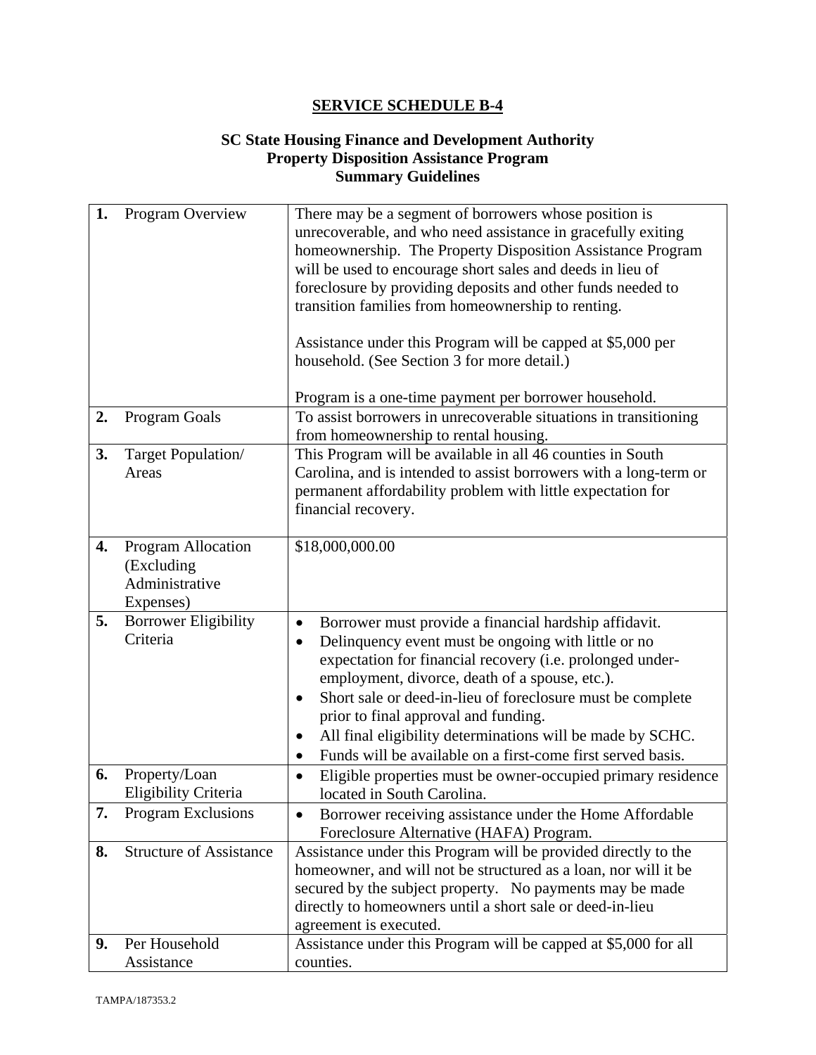# SERVICE SCHEDULE B-4

## SC State Housing Finance and Development Authority
## Property Disposition Assistance Program
## Summary Guidelines

| | | |
|---|---|---|
| **1.** | Program Overview | There may be a segment of borrowers whose position is unrecoverable, and who need assistance in gracefully exiting homeownership. The Property Disposition Assistance Program will be used to encourage short sales and deeds in lieu of foreclosure by providing deposits and other funds needed to transition families from homeownership to renting.<br><br>Assistance under this Program will be capped at $5,000 per household. (See Section 3 for more detail.)<br><br>Program is a one-time payment per borrower household. |
| **2.** | Program Goals | To assist borrowers in unrecoverable situations in transitioning from homeownership to rental housing. |
| **3.** | Target Population/ Areas | This Program will be available in all 46 counties in South Carolina, and is intended to assist borrowers with a long-term or permanent affordability problem with little expectation for financial recovery. |
| **4.** | Program Allocation (Excluding Administrative Expenses) | $18,000,000.00 |
| **5.** | Borrower Eligibility Criteria | • Borrower must provide a financial hardship affidavit.<br>• Delinquency event must be ongoing with little or no expectation for financial recovery (i.e. prolonged under-employment, divorce, death of a spouse, etc.).<br>• Short sale or deed-in-lieu of foreclosure must be complete prior to final approval and funding.<br>• All final eligibility determinations will be made by SCHC.<br>• Funds will be available on a first-come first served basis. |
| **6.** | Property/Loan Eligibility Criteria | • Eligible properties must be owner-occupied primary residence located in South Carolina. |
| **7.** | Program Exclusions | • Borrower receiving assistance under the Home Affordable Foreclosure Alternative (HAFA) Program. |
| **8.** | Structure of Assistance | Assistance under this Program will be provided directly to the homeowner, and will not be structured as a loan, nor will it be secured by the subject property. No payments may be made directly to homeowners until a short sale or deed-in-lieu agreement is executed. |
| **9.** | Per Household Assistance | Assistance under this Program will be capped at $5,000 for all counties. |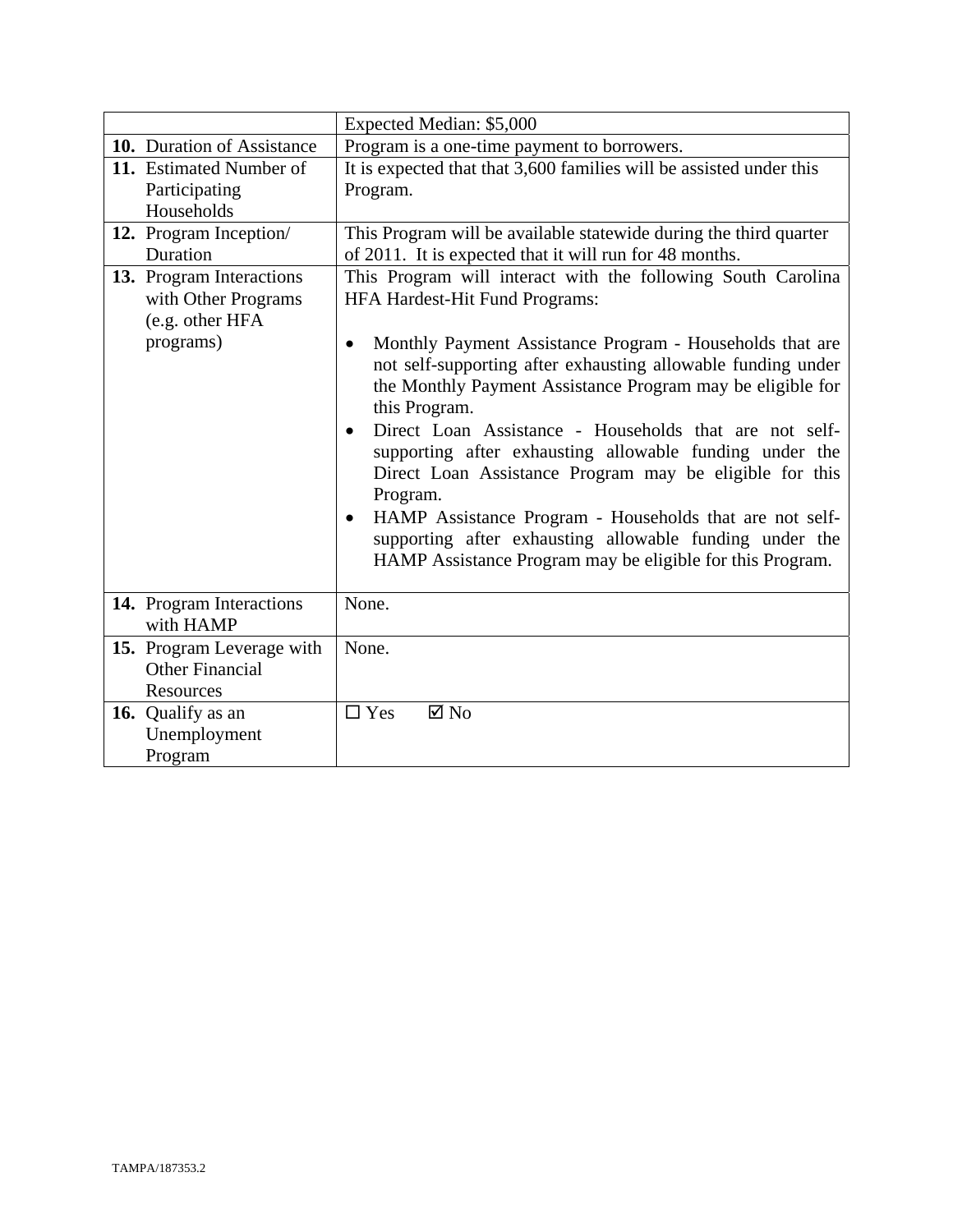| | |
|---|---|
| | Expected Median: $5,000 |
| **10.** Duration of Assistance | Program is a one-time payment to borrowers. |
| **11.** Estimated Number of Participating Households | It is expected that that 3,600 families will be assisted under this Program. |
| **12.** Program Inception/ Duration | This Program will be available statewide during the third quarter of 2011. It is expected that it will run for 48 months. |
| **13.** Program Interactions with Other Programs (e.g. other HFA programs) | This Program will interact with the following South Carolina HFA Hardest-Hit Fund Programs:<br><br>• Monthly Payment Assistance Program - Households that are not self-supporting after exhausting allowable funding under the Monthly Payment Assistance Program may be eligible for this Program.<br>• Direct Loan Assistance - Households that are not self-supporting after exhausting allowable funding under the Direct Loan Assistance Program may be eligible for this Program.<br>• HAMP Assistance Program - Households that are not self-supporting after exhausting allowable funding under the HAMP Assistance Program may be eligible for this Program. |
| **14.** Program Interactions with HAMP | None. |
| **15.** Program Leverage with Other Financial Resources | None. |
| **16.** Qualify as an Unemployment Program | ☐ Yes ☑ No |

TAMPA/187353.2